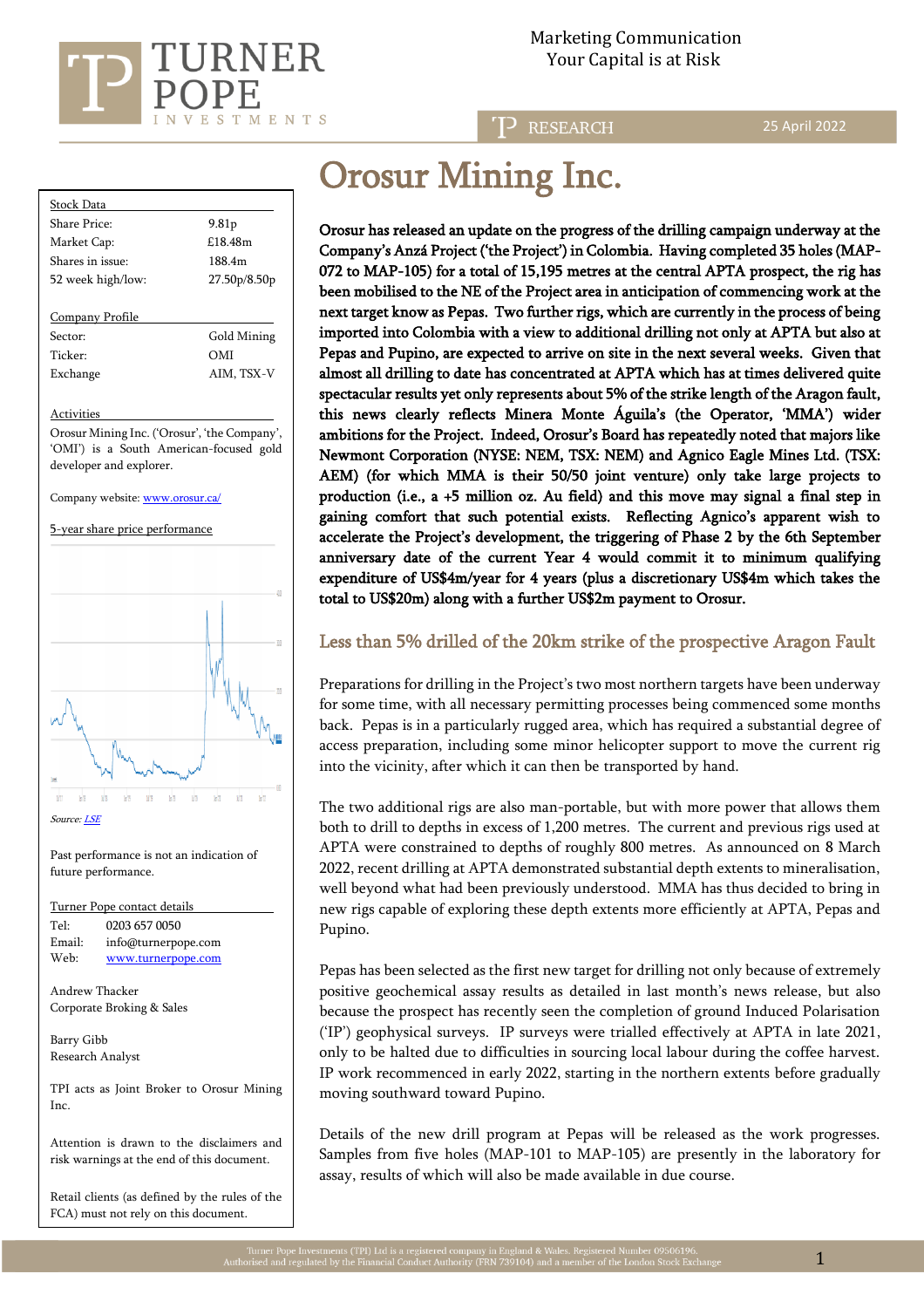Marketing Communication
Your Capital is at Risk

RESEARCH 25 April 2022

# Orosur Mining Inc.

| Stock Data | |
|---|---|
| Share Price: | 9.81p |
| Market Cap: | £18.48m |
| Shares in issue: | 188.4m |
| 52 week high/low: | 27.50p/8.50p |

| Company Profile | |
|---|---|
| Sector: | Gold Mining |
| Ticker: | OMI |
| Exchange | AIM, TSX-V |

Activities

Orosur Mining Inc. ('Orosur', 'the Company', 'OMI') is a South American-focused gold developer and explorer.

Company website: www.orosur.ca/

5-year share price performance

Source: LSE

Past performance is not an indication of future performance.

Turner Pope contact details

Tel: 0203 657 0050
Email: info@turnerpope.com
Web: www.turnerpope.com

Andrew Thacker
Corporate Broking & Sales

Barry Gibb
Research Analyst

TPI acts as Joint Broker to Orosur Mining Inc.

Attention is drawn to the disclaimers and risk warnings at the end of this document.

Retail clients (as defined by the rules of the FCA) must not rely on this document.

**Orosur has released an update on the progress of the drilling campaign underway at the Company's Anzá Project ('the Project') in Colombia. Having completed 35 holes (MAP-072 to MAP-105) for a total of 15,195 metres at the central APTA prospect, the rig has been mobilised to the NE of the Project area in anticipation of commencing work at the next target know as Pepas. Two further rigs, which are currently in the process of being imported into Colombia with a view to additional drilling not only at APTA but also at Pepas and Pupino, are expected to arrive on site in the next several weeks. Given that almost all drilling to date has concentrated at APTA which has at times delivered quite spectacular results yet only represents about 5% of the strike length of the Aragon fault, this news clearly reflects Minera Monte Águila's (the Operator, 'MMA') wider ambitions for the Project. Indeed, Orosur's Board has repeatedly noted that majors like Newmont Corporation (NYSE: NEM, TSX: NEM) and Agnico Eagle Mines Ltd. (TSX: AEM) (for which MMA is their 50/50 joint venture) only take large projects to production (i.e., a +5 million oz. Au field) and this move may signal a final step in gaining comfort that such potential exists. Reflecting Agnico's apparent wish to accelerate the Project's development, the triggering of Phase 2 by the 6th September anniversary date of the current Year 4 would commit it to minimum qualifying expenditure of US$4m/year for 4 years (plus a discretionary US$4m which takes the total to US$20m) along with a further US$2m payment to Orosur.**

## Less than 5% drilled of the 20km strike of the prospective Aragon Fault

Preparations for drilling in the Project's two most northern targets have been underway for some time, with all necessary permitting processes being commenced some months back. Pepas is in a particularly rugged area, which has required a substantial degree of access preparation, including some minor helicopter support to move the current rig into the vicinity, after which it can then be transported by hand.

The two additional rigs are also man-portable, but with more power that allows them both to drill to depths in excess of 1,200 metres. The current and previous rigs used at APTA were constrained to depths of roughly 800 metres. As announced on 8 March 2022, recent drilling at APTA demonstrated substantial depth extents to mineralisation, well beyond what had been previously understood. MMA has thus decided to bring in new rigs capable of exploring these depth extents more efficiently at APTA, Pepas and Pupino.

Pepas has been selected as the first new target for drilling not only because of extremely positive geochemical assay results as detailed in last month's news release, but also because the prospect has recently seen the completion of ground Induced Polarisation ('IP') geophysical surveys. IP surveys were trialled effectively at APTA in late 2021, only to be halted due to difficulties in sourcing local labour during the coffee harvest. IP work recommenced in early 2022, starting in the northern extents before gradually moving southward toward Pupino.

Details of the new drill program at Pepas will be released as the work progresses. Samples from five holes (MAP-101 to MAP-105) are presently in the laboratory for assay, results of which will also be made available in due course.

Turner Pope Investments (TPI) Ltd is a registered company in England & Wales. Registered Number 09506196.
Authorised and regulated by the Financial Conduct Authority (FRN 739104) and a member of the London Stock Exchange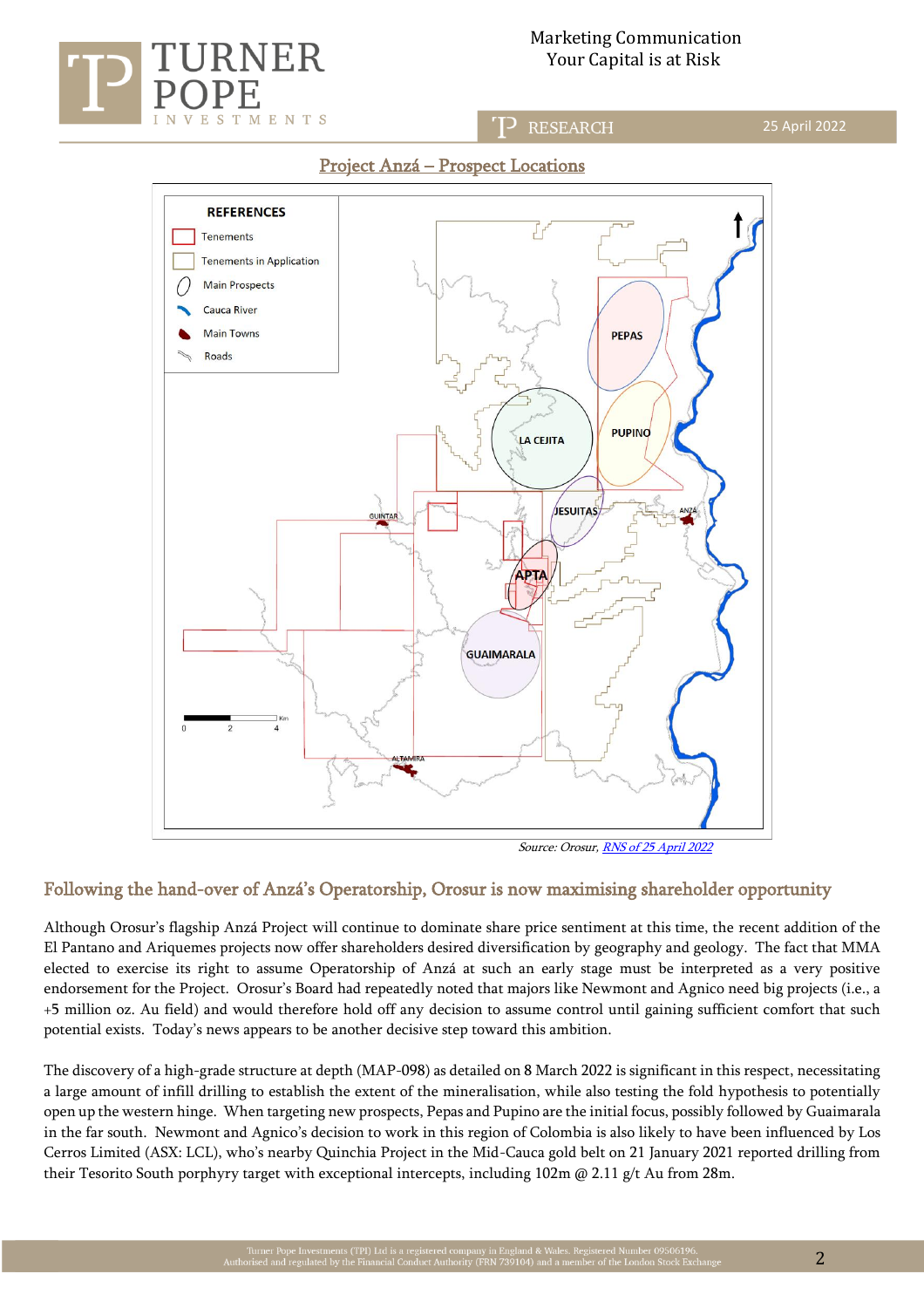## Project Anzá – Prospect Locations

*Source: Orosur, RNS of 25 April 2022*

## Following the hand-over of Anzá's Operatorship, Orosur is now maximising shareholder opportunity

Although Orosur's flagship Anzá Project will continue to dominate share price sentiment at this time, the recent addition of the El Pantano and Ariquemes projects now offer shareholders desired diversification by geography and geology. The fact that MMA elected to exercise its right to assume Operatorship of Anzá at such an early stage must be interpreted as a very positive endorsement for the Project. Orosur's Board had repeatedly noted that majors like Newmont and Agnico need big projects (i.e., a +5 million oz. Au field) and would therefore hold off any decision to assume control until gaining sufficient comfort that such potential exists. Today's news appears to be another decisive step toward this ambition.

The discovery of a high-grade structure at depth (MAP-098) as detailed on 8 March 2022 is significant in this respect, necessitating a large amount of infill drilling to establish the extent of the mineralisation, while also testing the fold hypothesis to potentially open up the western hinge. When targeting new prospects, Pepas and Pupino are the initial focus, possibly followed by Guaimarala in the far south. Newmont and Agnico's decision to work in this region of Colombia is also likely to have been influenced by Los Cerros Limited (ASX: LCL), who's nearby Quinchia Project in the Mid-Cauca gold belt on 21 January 2021 reported drilling from their Tesorito South porphyry target with exceptional intercepts, including 102m @ 2.11 g/t Au from 28m.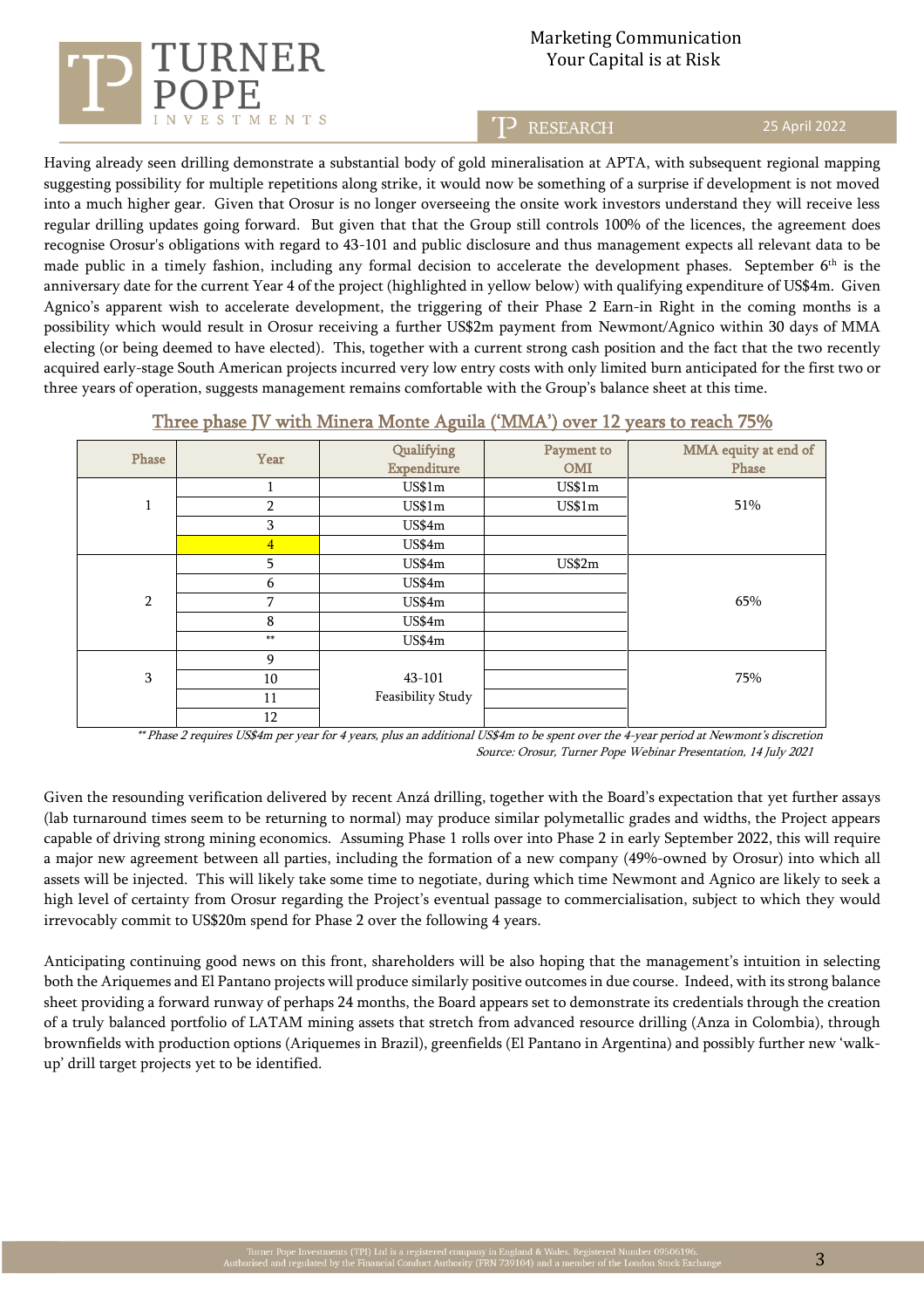Having already seen drilling demonstrate a substantial body of gold mineralisation at APTA, with subsequent regional mapping suggesting possibility for multiple repetitions along strike, it would now be something of a surprise if development is not moved into a much higher gear. Given that Orosur is no longer overseeing the onsite work investors understand they will receive less regular drilling updates going forward. But given that that the Group still controls 100% of the licences, the agreement does recognise Orosur's obligations with regard to 43-101 and public disclosure and thus management expects all relevant data to be made public in a timely fashion, including any formal decision to accelerate the development phases. September 6th is the anniversary date for the current Year 4 of the project (highlighted in yellow below) with qualifying expenditure of US$4m. Given Agnico's apparent wish to accelerate development, the triggering of their Phase 2 Earn-in Right in the coming months is a possibility which would result in Orosur receiving a further US$2m payment from Newmont/Agnico within 30 days of MMA electing (or being deemed to have elected). This, together with a current strong cash position and the fact that the two recently acquired early-stage South American projects incurred very low entry costs with only limited burn anticipated for the first two or three years of operation, suggests management remains comfortable with the Group's balance sheet at this time.

## Three phase JV with Minera Monte Aguila ('MMA') over 12 years to reach 75%

| Phase | Year | Qualifying Expenditure | Payment to OMI | MMA equity at end of Phase |
|---|---|---|---|---|
| 1 | 1 | US$1m | US$1m | 51% |
| | 2 | US$1m | US$1m | |
| | 3 | US$4m | | |
| | 4 | US$4m | | |
| 2 | 5 | US$4m | US$2m | 65% |
| | 6 | US$4m | | |
| | 7 | US$4m | | |
| | 8 | US$4m | | |
| | ** | US$4m | | |
| 3 | 9 | 43-101 Feasibility Study | | 75% |
| | 10 | | | |
| | 11 | | | |
| | 12 | | | |

*** Phase 2 requires US$4m per year for 4 years, plus an additional US$4m to be spent over the 4-year period at Newmont's discretion*

*Source: Orosur, Turner Pope Webinar Presentation, 14 July 2021*

Given the resounding verification delivered by recent Anzá drilling, together with the Board's expectation that yet further assays (lab turnaround times seem to be returning to normal) may produce similar polymetallic grades and widths, the Project appears capable of driving strong mining economics. Assuming Phase 1 rolls over into Phase 2 in early September 2022, this will require a major new agreement between all parties, including the formation of a new company (49%-owned by Orosur) into which all assets will be injected. This will likely take some time to negotiate, during which time Newmont and Agnico are likely to seek a high level of certainty from Orosur regarding the Project's eventual passage to commercialisation, subject to which they would irrevocably commit to US$20m spend for Phase 2 over the following 4 years.

Anticipating continuing good news on this front, shareholders will be also hoping that the management's intuition in selecting both the Ariquemes and El Pantano projects will produce similarly positive outcomes in due course. Indeed, with its strong balance sheet providing a forward runway of perhaps 24 months, the Board appears set to demonstrate its credentials through the creation of a truly balanced portfolio of LATAM mining assets that stretch from advanced resource drilling (Anza in Colombia), through brownfields with production options (Ariquemes in Brazil), greenfields (El Pantano in Argentina) and possibly further new 'walk-up' drill target projects yet to be identified.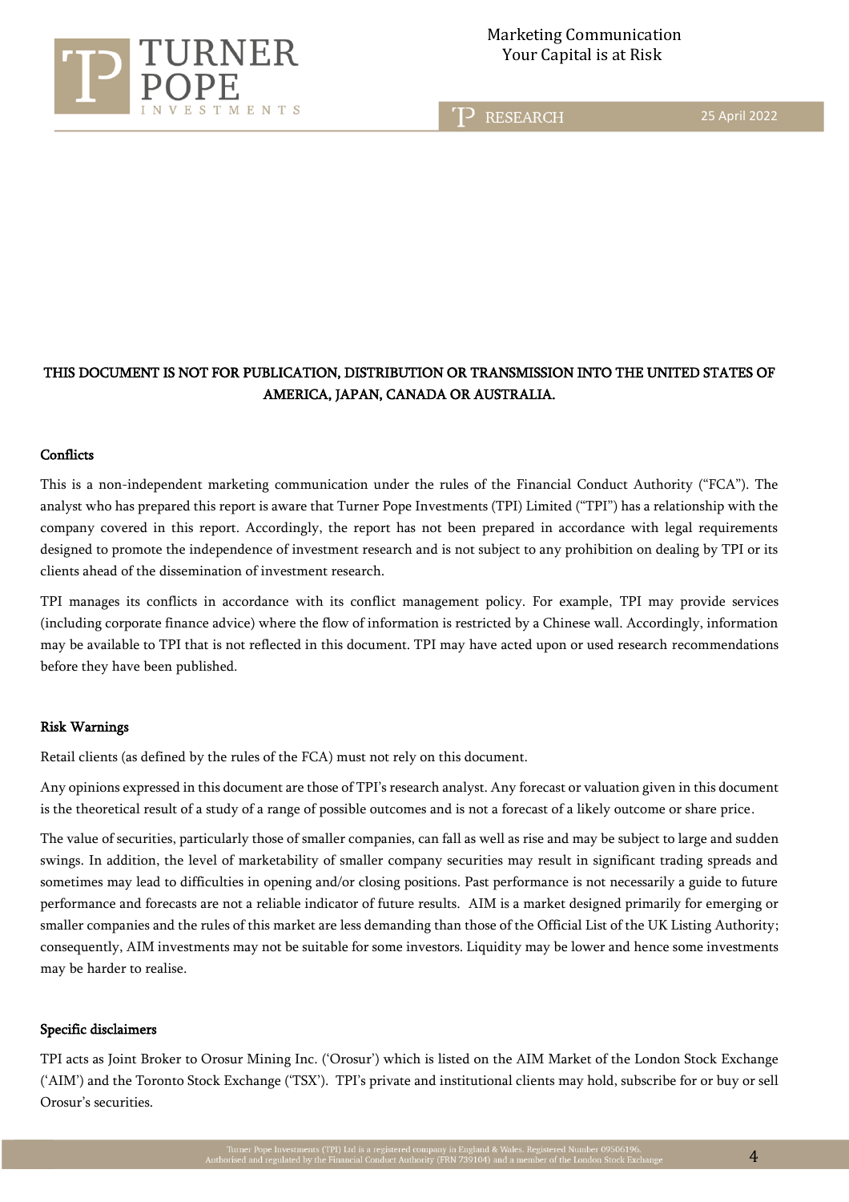**THIS DOCUMENT IS NOT FOR PUBLICATION, DISTRIBUTION OR TRANSMISSION INTO THE UNITED STATES OF AMERICA, JAPAN, CANADA OR AUSTRALIA.**

### Conflicts

This is a non-independent marketing communication under the rules of the Financial Conduct Authority ("FCA"). The analyst who has prepared this report is aware that Turner Pope Investments (TPI) Limited ("TPI") has a relationship with the company covered in this report. Accordingly, the report has not been prepared in accordance with legal requirements designed to promote the independence of investment research and is not subject to any prohibition on dealing by TPI or its clients ahead of the dissemination of investment research.

TPI manages its conflicts in accordance with its conflict management policy. For example, TPI may provide services (including corporate finance advice) where the flow of information is restricted by a Chinese wall. Accordingly, information may be available to TPI that is not reflected in this document. TPI may have acted upon or used research recommendations before they have been published.

### Risk Warnings

Retail clients (as defined by the rules of the FCA) must not rely on this document.

Any opinions expressed in this document are those of TPI's research analyst. Any forecast or valuation given in this document is the theoretical result of a study of a range of possible outcomes and is not a forecast of a likely outcome or share price.

The value of securities, particularly those of smaller companies, can fall as well as rise and may be subject to large and sudden swings. In addition, the level of marketability of smaller company securities may result in significant trading spreads and sometimes may lead to difficulties in opening and/or closing positions. Past performance is not necessarily a guide to future performance and forecasts are not a reliable indicator of future results. AIM is a market designed primarily for emerging or smaller companies and the rules of this market are less demanding than those of the Official List of the UK Listing Authority; consequently, AIM investments may not be suitable for some investors. Liquidity may be lower and hence some investments may be harder to realise.

### Specific disclaimers

TPI acts as Joint Broker to Orosur Mining Inc. ('Orosur') which is listed on the AIM Market of the London Stock Exchange ('AIM') and the Toronto Stock Exchange ('TSX'). TPI's private and institutional clients may hold, subscribe for or buy or sell Orosur's securities.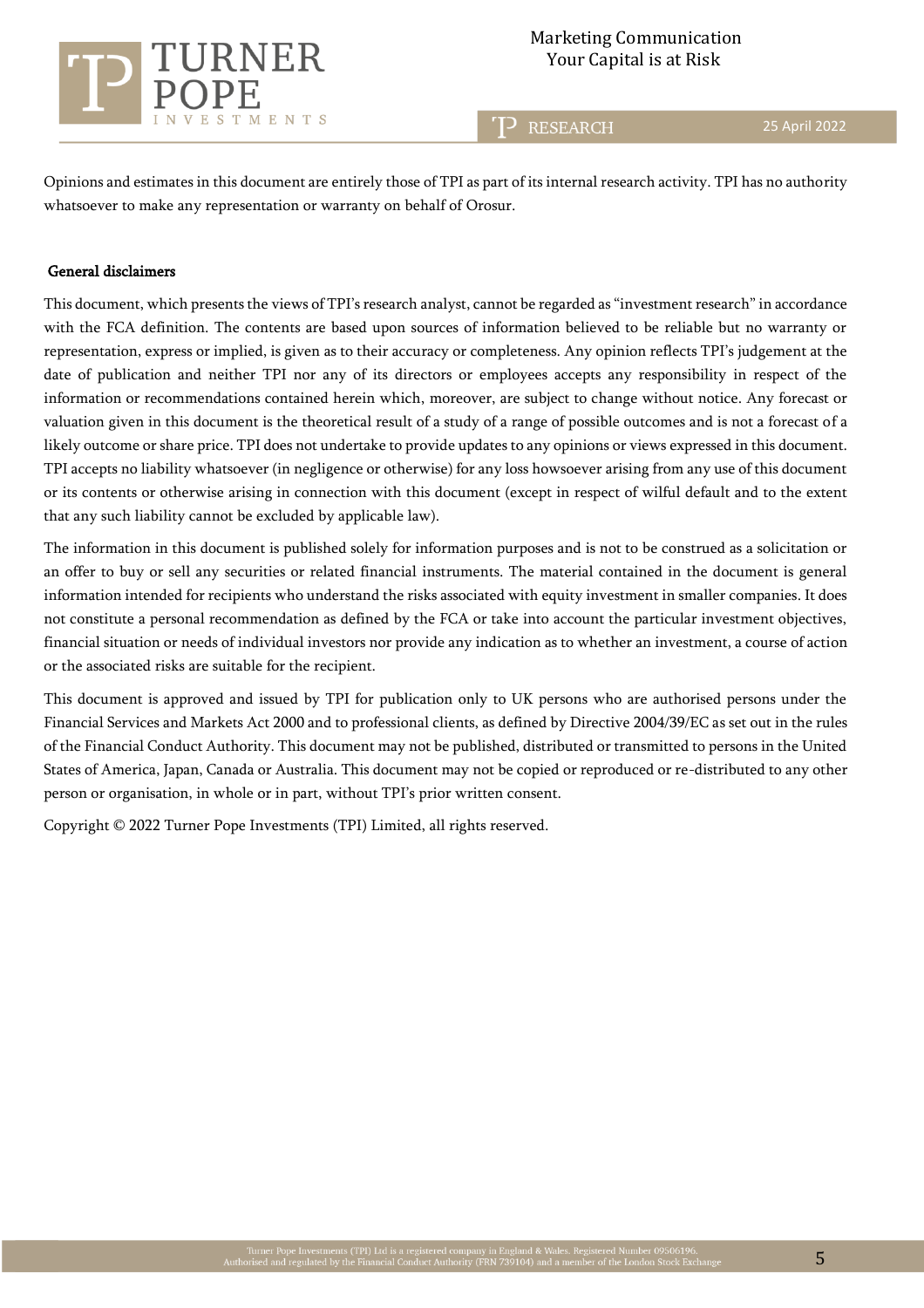Opinions and estimates in this document are entirely those of TPI as part of its internal research activity. TPI has no authority whatsoever to make any representation or warranty on behalf of Orosur.

## General disclaimers

This document, which presents the views of TPI's research analyst, cannot be regarded as "investment research" in accordance with the FCA definition. The contents are based upon sources of information believed to be reliable but no warranty or representation, express or implied, is given as to their accuracy or completeness. Any opinion reflects TPI's judgement at the date of publication and neither TPI nor any of its directors or employees accepts any responsibility in respect of the information or recommendations contained herein which, moreover, are subject to change without notice. Any forecast or valuation given in this document is the theoretical result of a study of a range of possible outcomes and is not a forecast of a likely outcome or share price. TPI does not undertake to provide updates to any opinions or views expressed in this document. TPI accepts no liability whatsoever (in negligence or otherwise) for any loss howsoever arising from any use of this document or its contents or otherwise arising in connection with this document (except in respect of wilful default and to the extent that any such liability cannot be excluded by applicable law).

The information in this document is published solely for information purposes and is not to be construed as a solicitation or an offer to buy or sell any securities or related financial instruments. The material contained in the document is general information intended for recipients who understand the risks associated with equity investment in smaller companies. It does not constitute a personal recommendation as defined by the FCA or take into account the particular investment objectives, financial situation or needs of individual investors nor provide any indication as to whether an investment, a course of action or the associated risks are suitable for the recipient.

This document is approved and issued by TPI for publication only to UK persons who are authorised persons under the Financial Services and Markets Act 2000 and to professional clients, as defined by Directive 2004/39/EC as set out in the rules of the Financial Conduct Authority. This document may not be published, distributed or transmitted to persons in the United States of America, Japan, Canada or Australia. This document may not be copied or reproduced or re-distributed to any other person or organisation, in whole or in part, without TPI's prior written consent.

Copyright © 2022 Turner Pope Investments (TPI) Limited, all rights reserved.